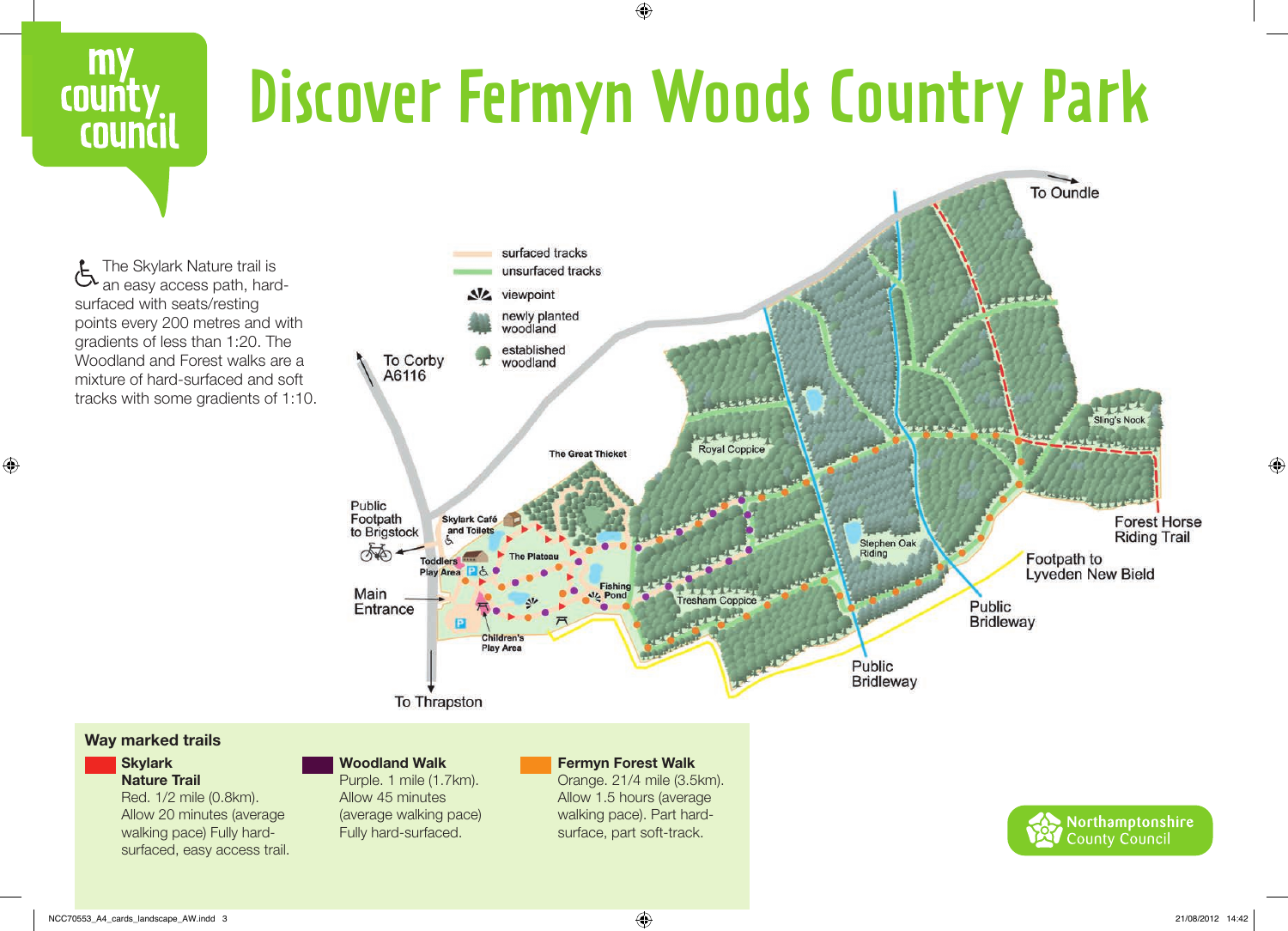my county council

# Discover Fermyn Woods Country Park

♿ The Skylark Nature trail is an easy access path, hard-surfaced with seats/resting points every 200 metres and with gradients of less than 1:20. The Woodland and Forest walks are a mixture of hard-surfaced and soft tracks with some gradients of 1:10.

- surfaced tracks
- unsurfaced tracks
- viewpoint
- newly planted woodland
- established woodland

To Corby A6116

To Oundle

The Great Thicket

Royal Coppice

Sling's Nook

Skylark Café and Toilets

Public Footpath to Brigstock

Toddlers Play Area

The Plateau

Main Entrance

Fishing Pond

Tresham Coppice

Stephen Oak Riding

Children's Play Area

Forest Horse Riding Trail

Footpath to Lyveden New Bield

Public Bridleway

Public Bridleway

To Thrapston

## Way marked trails

**Skylark Nature Trail**
Red. 1/2 mile (0.8km). Allow 20 minutes (average walking pace) Fully hard-surfaced, easy access trail.

**Woodland Walk**
Purple. 1 mile (1.7km). Allow 45 minutes (average walking pace) Fully hard-surfaced.

**Fermyn Forest Walk**
Orange. 21/4 mile (3.5km). Allow 1.5 hours (average walking pace). Part hard-surface, part soft-track.

Northamptonshire County Council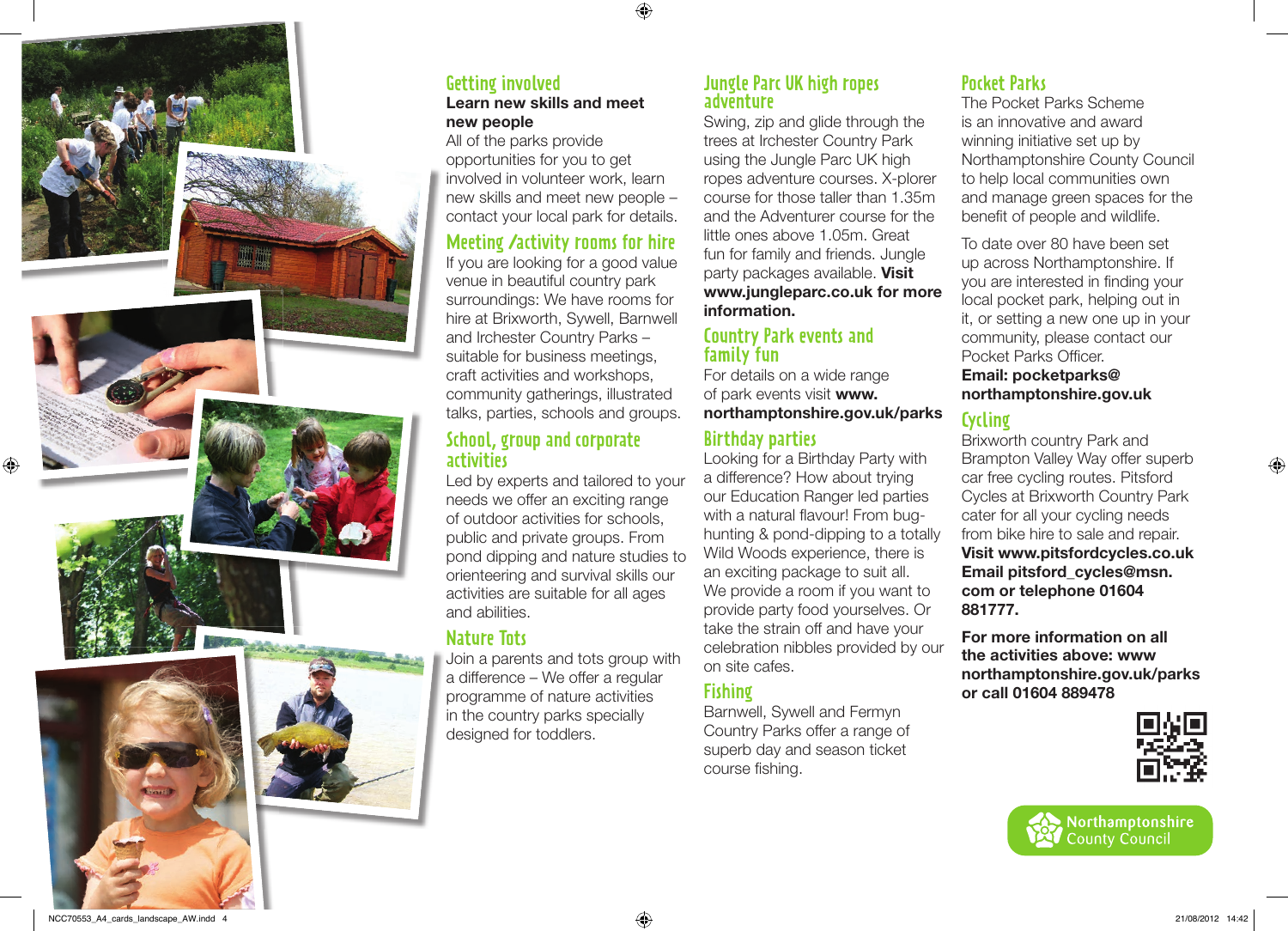## Getting involved

**Learn new skills and meet new people**

All of the parks provide opportunities for you to get involved in volunteer work, learn new skills and meet new people – contact your local park for details.

## Meeting /activity rooms for hire

If you are looking for a good value venue in beautiful country park surroundings: We have rooms for hire at Brixworth, Sywell, Barnwell and Irchester Country Parks – suitable for business meetings, craft activities and workshops, community gatherings, illustrated talks, parties, schools and groups.

## School, group and corporate activities

Led by experts and tailored to your needs we offer an exciting range of outdoor activities for schools, public and private groups. From pond dipping and nature studies to orienteering and survival skills our activities are suitable for all ages and abilities.

## Nature Tots

Join a parents and tots group with a difference – We offer a regular programme of nature activities in the country parks specially designed for toddlers.

## Jungle Parc UK high ropes adventure

Swing, zip and glide through the trees at Irchester Country Park using the Jungle Parc UK high ropes adventure courses. X-plorer course for those taller than 1.35m and the Adventurer course for the little ones above 1.05m. Great fun for family and friends. Jungle party packages available. **Visit www.jungleparc.co.uk for more information.**

## Country Park events and family fun

For details on a wide range of park events visit **www.northamptonshire.gov.uk/parks**

## Birthday parties

Looking for a Birthday Party with a difference? How about trying our Education Ranger led parties with a natural flavour! From bug-hunting & pond-dipping to a totally Wild Woods experience, there is an exciting package to suit all. We provide a room if you want to provide party food yourselves. Or take the strain off and have your celebration nibbles provided by our on site cafes.

## Fishing

Barnwell, Sywell and Fermyn Country Parks offer a range of superb day and season ticket course fishing.

## Pocket Parks

The Pocket Parks Scheme is an innovative and award winning initiative set up by Northamptonshire County Council to help local communities own and manage green spaces for the benefit of people and wildlife.

To date over 80 have been set up across Northamptonshire. If you are interested in finding your local pocket park, helping out in it, or setting a new one up in your community, please contact our Pocket Parks Officer.

**Email: pocketparks@northamptonshire.gov.uk**

## Cycling

Brixworth country Park and Brampton Valley Way offer superb car free cycling routes. Pitsford Cycles at Brixworth Country Park cater for all your cycling needs from bike hire to sale and repair. **Visit www.pitsfordcycles.co.uk Email pitsford_cycles@msn.com or telephone 01604 881777.**

**For more information on all the activities above: www northamptonshire.gov.uk/parks or call 01604 889478**

Northamptonshire County Council